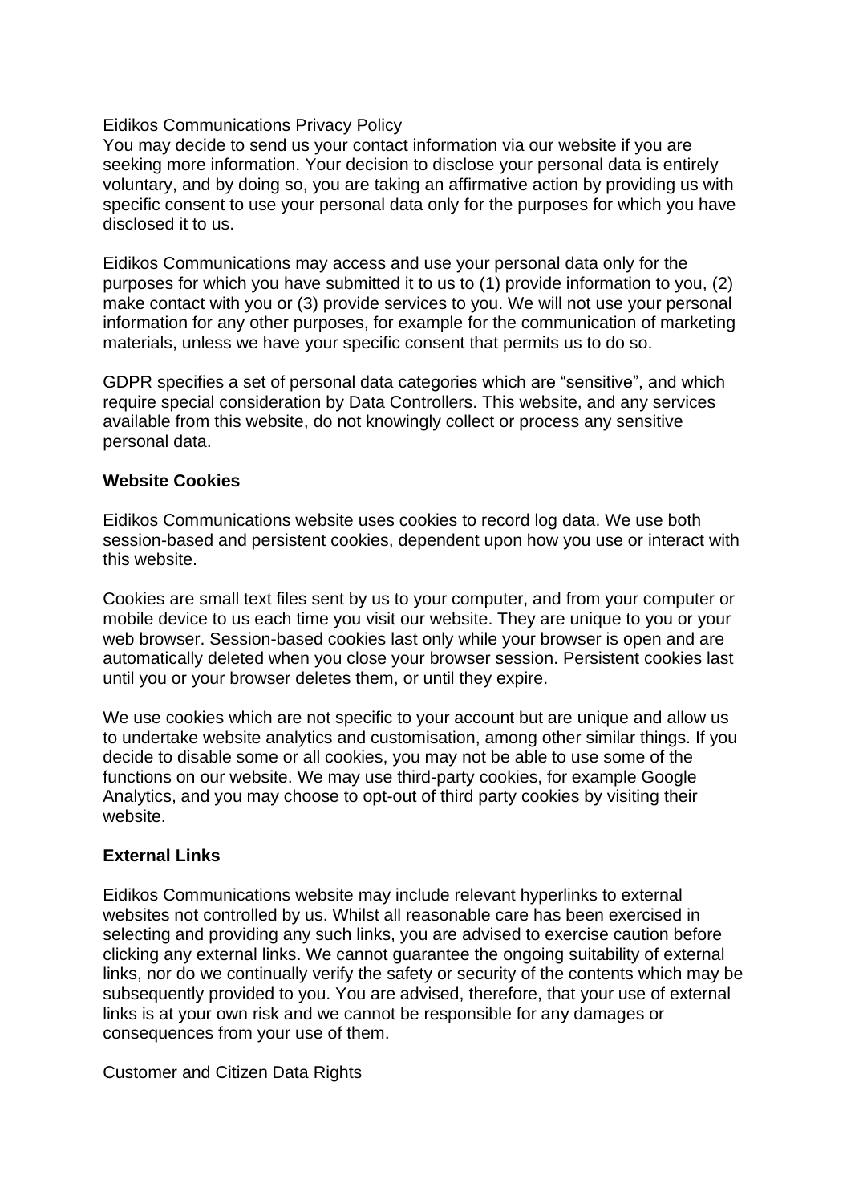Eidikos Communications Privacy Policy

You may decide to send us your contact information via our website if you are seeking more information. Your decision to disclose your personal data is entirely voluntary, and by doing so, you are taking an affirmative action by providing us with specific consent to use your personal data only for the purposes for which you have disclosed it to us.

Eidikos Communications may access and use your personal data only for the purposes for which you have submitted it to us to (1) provide information to you, (2) make contact with you or (3) provide services to you. We will not use your personal information for any other purposes, for example for the communication of marketing materials, unless we have your specific consent that permits us to do so.

GDPR specifies a set of personal data categories which are “sensitive”, and which require special consideration by Data Controllers. This website, and any services available from this website, do not knowingly collect or process any sensitive personal data.

**Website Cookies**

Eidikos Communications website uses cookies to record log data. We use both session-based and persistent cookies, dependent upon how you use or interact with this website.

Cookies are small text files sent by us to your computer, and from your computer or mobile device to us each time you visit our website. They are unique to you or your web browser. Session-based cookies last only while your browser is open and are automatically deleted when you close your browser session. Persistent cookies last until you or your browser deletes them, or until they expire.

We use cookies which are not specific to your account but are unique and allow us to undertake website analytics and customisation, among other similar things. If you decide to disable some or all cookies, you may not be able to use some of the functions on our website. We may use third-party cookies, for example Google Analytics, and you may choose to opt-out of third party cookies by visiting their website.

**External Links**

Eidikos Communications website may include relevant hyperlinks to external websites not controlled by us. Whilst all reasonable care has been exercised in selecting and providing any such links, you are advised to exercise caution before clicking any external links. We cannot guarantee the ongoing suitability of external links, nor do we continually verify the safety or security of the contents which may be subsequently provided to you. You are advised, therefore, that your use of external links is at your own risk and we cannot be responsible for any damages or consequences from your use of them.

Customer and Citizen Data Rights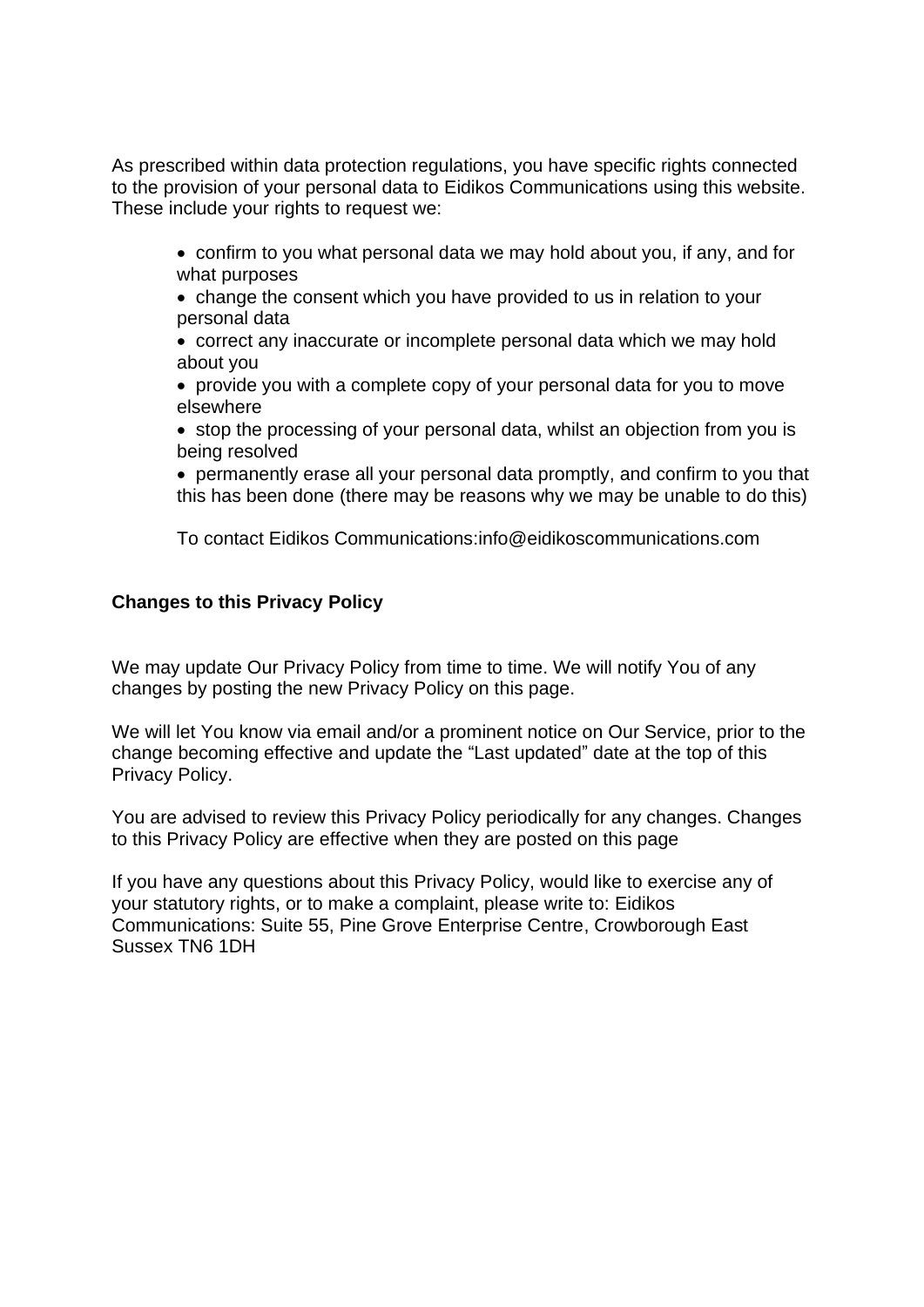As prescribed within data protection regulations, you have specific rights connected to the provision of your personal data to Eidikos Communications using this website. These include your rights to request we:

- confirm to you what personal data we may hold about you, if any, and for what purposes
- change the consent which you have provided to us in relation to your personal data
- correct any inaccurate or incomplete personal data which we may hold about you
- provide you with a complete copy of your personal data for you to move elsewhere
- stop the processing of your personal data, whilst an objection from you is being resolved
- permanently erase all your personal data promptly, and confirm to you that this has been done (there may be reasons why we may be unable to do this)

To contact Eidikos Communications:info@eidikoscommunications.com

**Changes to this Privacy Policy**

We may update Our Privacy Policy from time to time. We will notify You of any changes by posting the new Privacy Policy on this page.

We will let You know via email and/or a prominent notice on Our Service, prior to the change becoming effective and update the "Last updated" date at the top of this Privacy Policy.

You are advised to review this Privacy Policy periodically for any changes. Changes to this Privacy Policy are effective when they are posted on this page

If you have any questions about this Privacy Policy, would like to exercise any of your statutory rights, or to make a complaint, please write to: Eidikos Communications: Suite 55, Pine Grove Enterprise Centre, Crowborough East Sussex TN6 1DH